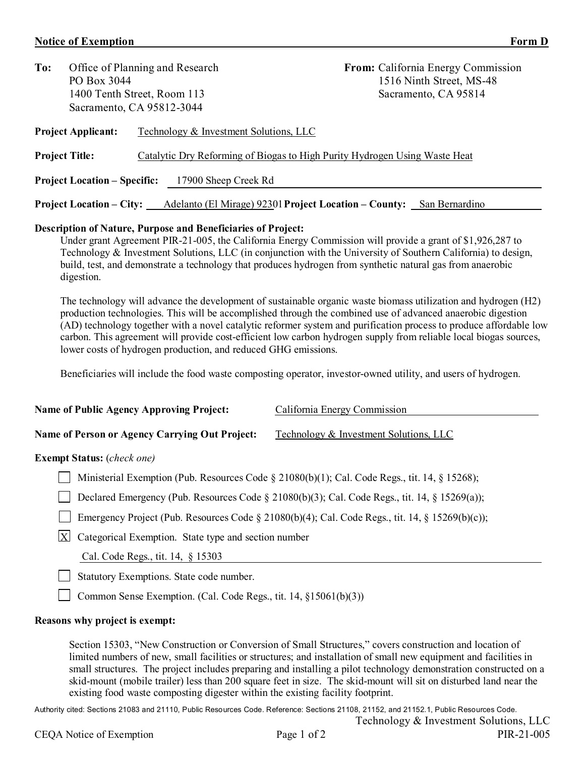**Notice of Exemption** **Form D**

**To:** Office of Planning and Research
PO Box 3044
1400 Tenth Street, Room 113
Sacramento, CA 95812-3044

**From:** California Energy Commission
1516 Ninth Street, MS-48
Sacramento, CA 95814

**Project Applicant:** Technology & Investment Solutions, LLC

**Project Title:** Catalytic Dry Reforming of Biogas to High Purity Hydrogen Using Waste Heat

**Project Location – Specific:** 17900 Sheep Creek Rd

**Project Location – City:** Adelanto (El Mirage) 92301 **Project Location – County:** San Bernardino

**Description of Nature, Purpose and Beneficiaries of Project:**

Under grant Agreement PIR-21-005, the California Energy Commission will provide a grant of $1,926,287 to Technology & Investment Solutions, LLC (in conjunction with the University of Southern California) to design, build, test, and demonstrate a technology that produces hydrogen from synthetic natural gas from anaerobic digestion.

The technology will advance the development of sustainable organic waste biomass utilization and hydrogen ($H_2$) production technologies. This will be accomplished through the combined use of advanced anaerobic digestion (AD) technology together with a novel catalytic reformer system and purification process to produce affordable low carbon. This agreement will provide cost-efficient low carbon hydrogen supply from reliable local biogas sources, lower costs of hydrogen production, and reduced GHG emissions.

Beneficiaries will include the food waste composting operator, investor-owned utility, and users of hydrogen.

**Name of Public Agency Approving Project:** California Energy Commission

**Name of Person or Agency Carrying Out Project:** Technology & Investment Solutions, LLC

**Exempt Status:** *(check one)*

- [ ] Ministerial Exemption (Pub. Resources Code § 21080(b)(1); Cal. Code Regs., tit. 14, § 15268);
- [ ] Declared Emergency (Pub. Resources Code § 21080(b)(3); Cal. Code Regs., tit. 14, § 15269(a));
- [ ] Emergency Project (Pub. Resources Code § 21080(b)(4); Cal. Code Regs., tit. 14, § 15269(b)(c));
- [X] Categorical Exemption. State type and section number
  Cal. Code Regs., tit. 14, § 15303
- [ ] Statutory Exemptions. State code number.
- [ ] Common Sense Exemption. (Cal. Code Regs., tit. 14, §15061(b)(3))

**Reasons why project is exempt:**

Section 15303, "New Construction or Conversion of Small Structures," covers construction and location of limited numbers of new, small facilities or structures; and installation of small new equipment and facilities in small structures. The project includes preparing and installing a pilot technology demonstration constructed on a skid-mount (mobile trailer) less than 200 square feet in size. The skid-mount will sit on disturbed land near the existing food waste composting digester within the existing facility footprint.

Authority cited: Sections 21083 and 21110, Public Resources Code. Reference: Sections 21108, 21152, and 21152.1, Public Resources Code.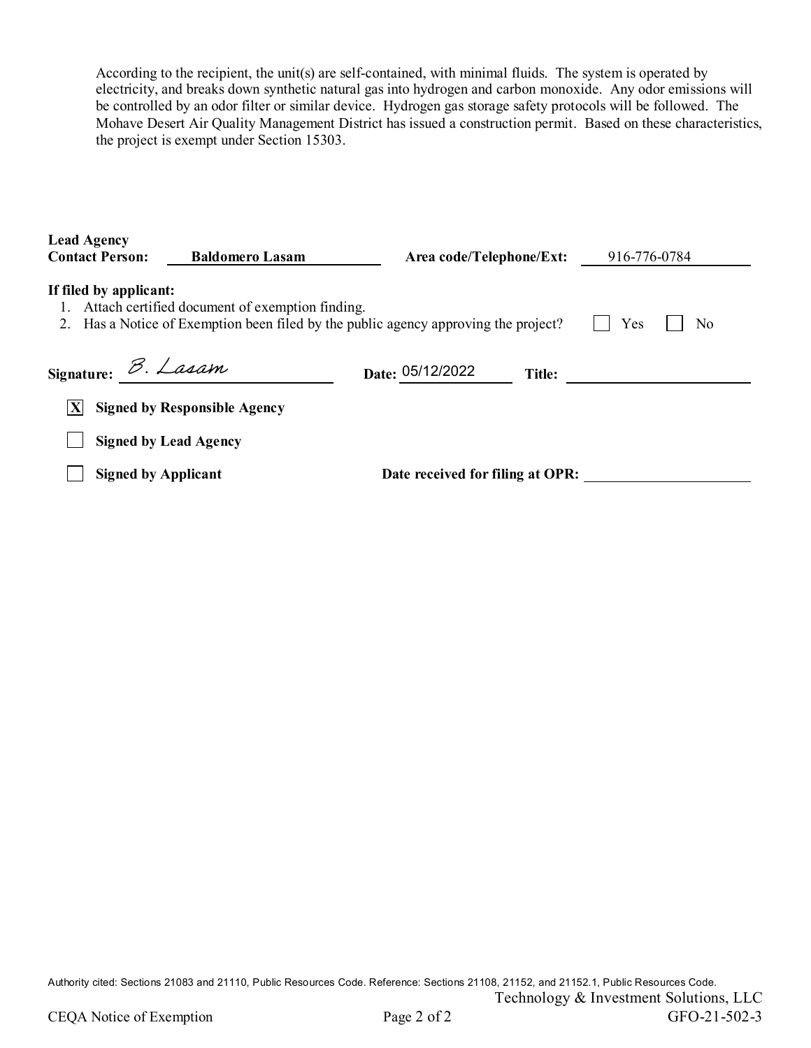According to the recipient, the unit(s) are self-contained, with minimal fluids. The system is operated by electricity, and breaks down synthetic natural gas into hydrogen and carbon monoxide. Any odor emissions will be controlled by an odor filter or similar device. Hydrogen gas storage safety protocols will be followed. The Mohave Desert Air Quality Management District has issued a construction permit. Based on these characteristics, the project is exempt under Section 15303.

**Lead Agency**
**Contact Person:** Baldomero Lasam **Area code/Telephone/Ext:** 916-776-0784

**If filed by applicant:**

1. Attach certified document of exemption finding.
2. Has a Notice of Exemption been filed by the public agency approving the project? ☐ Yes ☐ No

**Signature:** B. Lasam **Date:** 05/12/2022 **Title:** ______________

☒ **Signed by Responsible Agency**

☐ **Signed by Lead Agency**

☐ **Signed by Applicant** **Date received for filing at OPR:** ______________

Authority cited: Sections 21083 and 21110, Public Resources Code. Reference: Sections 21108, 21152, and 21152.1, Public Resources Code.

Technology & Investment Solutions, LLC

CEQA Notice of Exemption GFO-21-502-3